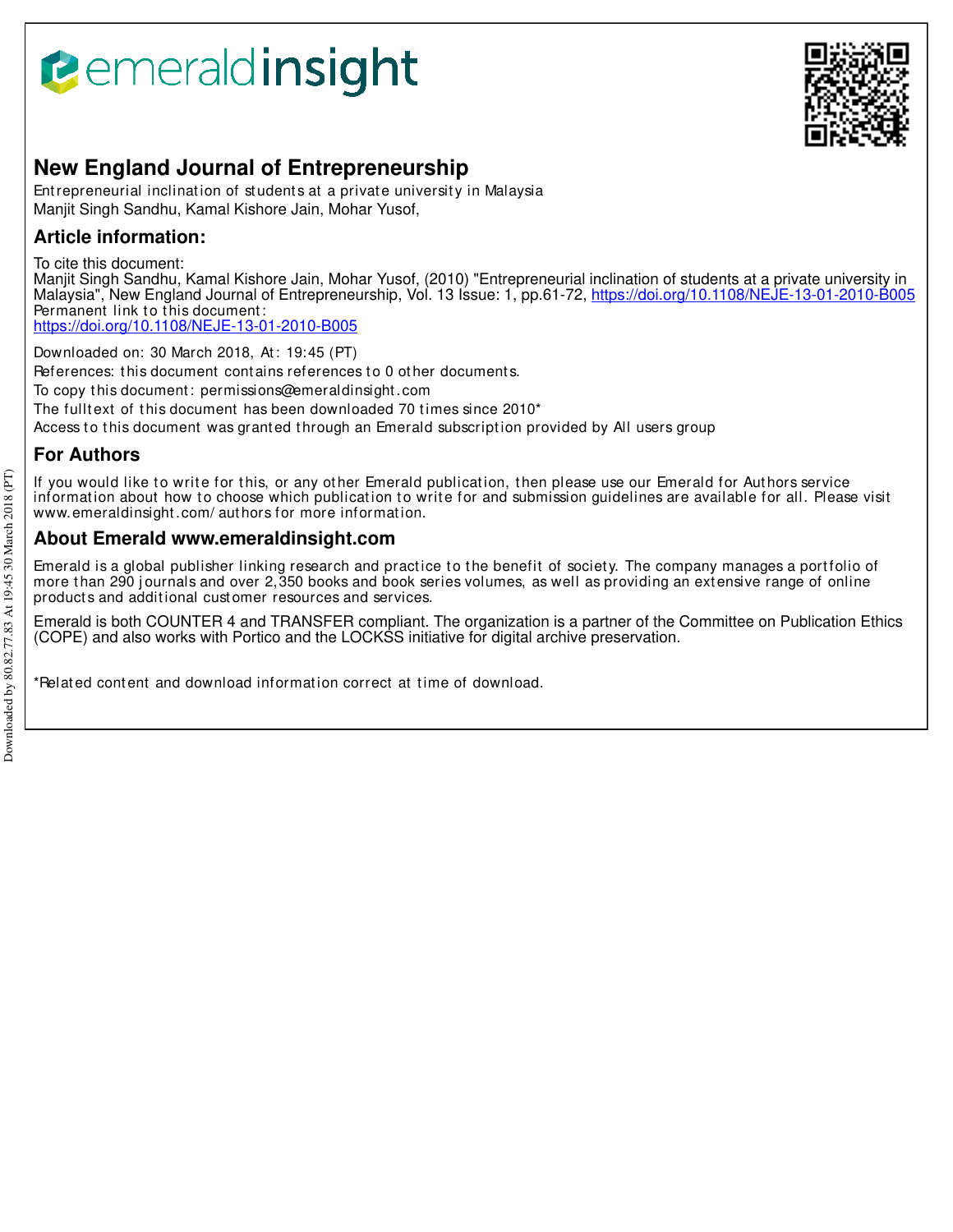# New England Journal of Entrepreneurship

Entrepreneurial inclination of students at a private university in Malaysia

Manjit Singh Sandhu, Kamal Kishore Jain, Mohar Yusof,

## Article information:

To cite this document:

Manjit Singh Sandhu, Kamal Kishore Jain, Mohar Yusof, (2010) "Entrepreneurial inclination of students at a private university in Malaysia", New England Journal of Entrepreneurship, Vol. 13 Issue: 1, pp.61-72, https://doi.org/10.1108/NEJE-13-01-2010-B005

Permanent link to this document:

https://doi.org/10.1108/NEJE-13-01-2010-B005

Downloaded on: 30 March 2018, At: 19:45 (PT)

References: this document contains references to 0 other documents.

To copy this document: permissions@emeraldinsight.com

The fulltext of this document has been downloaded 70 times since 2010*

Access to this document was granted through an Emerald subscription provided by All users group

## For Authors

If you would like to write for this, or any other Emerald publication, then please use our Emerald for Authors service information about how to choose which publication to write for and submission guidelines are available for all. Please visit www.emeraldinsight.com/authors for more information.

## About Emerald www.emeraldinsight.com

Emerald is a global publisher linking research and practice to the benefit of society. The company manages a portfolio of more than 290 journals and over 2,350 books and book series volumes, as well as providing an extensive range of online products and additional customer resources and services.

Emerald is both COUNTER 4 and TRANSFER compliant. The organization is a partner of the Committee on Publication Ethics (COPE) and also works with Portico and the LOCKSS initiative for digital archive preservation.

*Related content and download information correct at time of download.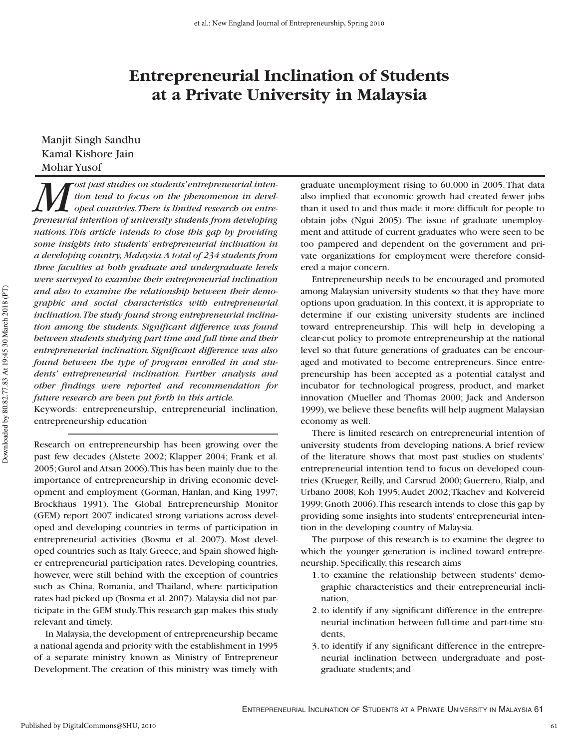# Entrepreneurial Inclination of Students at a Private University in Malaysia

Manjit Singh Sandhu
Kamal Kishore Jain
Mohar Yusof

*Most past studies on students' entrepreneurial intention tend to focus on the phenomenon in developed countries. There is limited research on entrepreneurial intention of university students from developing nations. This article intends to close this gap by providing some insights into students' entrepreneurial inclination in a developing country, Malaysia. A total of 234 students from three faculties at both graduate and undergraduate levels were surveyed to examine their entrepreneurial inclination and also to examine the relationship between their demographic and social characteristics with entrepreneurial inclination. The study found strong entrepreneurial inclination among the students. Significant difference was found between students studying part time and full time and their entrepreneurial inclination. Significant difference was also found between the type of program enrolled in and students' entrepreneurial inclination. Further analysis and other findings were reported and recommendation for future research are been put forth in this article.*

Keywords: entrepreneurship, entrepreneurial inclination, entrepreneurship education

Research on entrepreneurship has been growing over the past few decades (Alstete 2002; Klapper 2004; Frank et al. 2005; Gurol and Atsan 2006). This has been mainly due to the importance of entrepreneurship in driving economic development and employment (Gorman, Hanlan, and King 1997; Brockhaus 1991). The Global Entrepreneurship Monitor (GEM) report 2007 indicated strong variations across developed and developing countries in terms of participation in entrepreneurial activities (Bosma et al. 2007). Most developed countries such as Italy, Greece, and Spain showed higher entrepreneurial participation rates. Developing countries, however, were still behind with the exception of countries such as China, Romania, and Thailand, where participation rates had picked up (Bosma et al. 2007). Malaysia did not participate in the GEM study. This research gap makes this study relevant and timely.

In Malaysia, the development of entrepreneurship became a national agenda and priority with the establishment in 1995 of a separate ministry known as Ministry of Entrepreneur Development. The creation of this ministry was timely with graduate unemployment rising to 60,000 in 2005. That data also implied that economic growth had created fewer jobs than it used to and thus made it more difficult for people to obtain jobs (Ngui 2005). The issue of graduate unemployment and attitude of current graduates who were seen to be too pampered and dependent on the government and private organizations for employment were therefore considered a major concern.

Entrepreneurship needs to be encouraged and promoted among Malaysian university students so that they have more options upon graduation. In this context, it is appropriate to determine if our existing university students are inclined toward entrepreneurship. This will help in developing a clear-cut policy to promote entrepreneurship at the national level so that future generations of graduates can be encouraged and motivated to become entrepreneurs. Since entrepreneurship has been accepted as a potential catalyst and incubator for technological progress, product, and market innovation (Mueller and Thomas 2000; Jack and Anderson 1999), we believe these benefits will help augment Malaysian economy as well.

There is limited research on entrepreneurial intention of university students from developing nations. A brief review of the literature shows that most past studies on students' entrepreneurial intention tend to focus on developed countries (Krueger, Reilly, and Carsrud 2000; Guerrero, Rialp, and Urbano 2008; Koh 1995; Audet 2002; Tkachev and Kolvereid 1999; Gnoth 2006). This research intends to close this gap by providing some insights into students' entrepreneurial intention in the developing country of Malaysia.

The purpose of this research is to examine the degree to which the younger generation is inclined toward entrepreneurship. Specifically, this research aims

1. to examine the relationship between students' demographic characteristics and their entrepreneurial inclination,
2. to identify if any significant difference in the entrepreneurial inclination between full-time and part-time students,
3. to identify if any significant difference in the entrepreneurial inclination between undergraduate and postgraduate students; and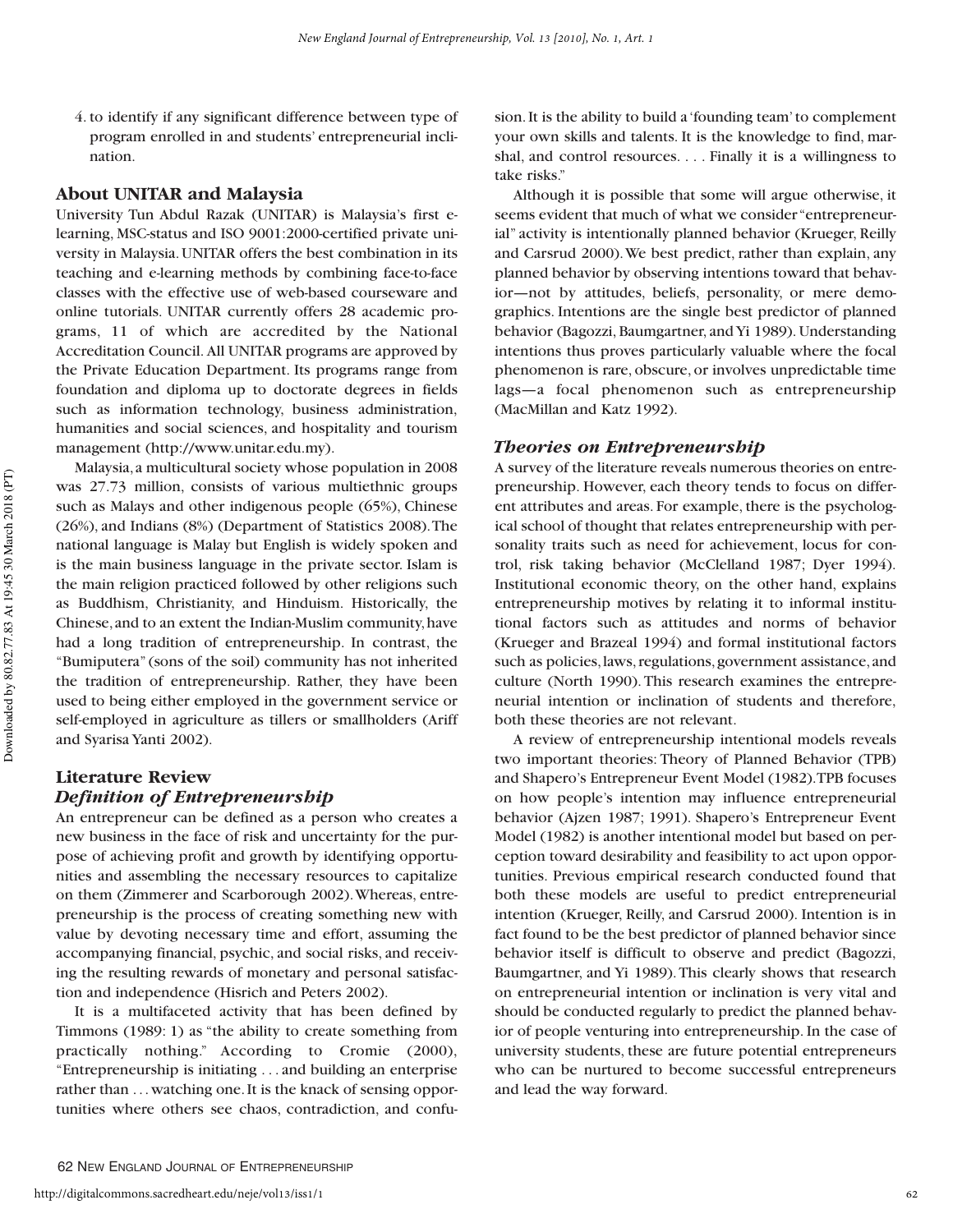4. to identify if any significant difference between type of program enrolled in and students' entrepreneurial inclination.

## About UNITAR and Malaysia

University Tun Abdul Razak (UNITAR) is Malaysia's first e-learning, MSC-status and ISO 9001:2000-certified private university in Malaysia. UNITAR offers the best combination in its teaching and e-learning methods by combining face-to-face classes with the effective use of web-based courseware and online tutorials. UNITAR currently offers 28 academic programs, 11 of which are accredited by the National Accreditation Council. All UNITAR programs are approved by the Private Education Department. Its programs range from foundation and diploma up to doctorate degrees in fields such as information technology, business administration, humanities and social sciences, and hospitality and tourism management (http://www.unitar.edu.my).

Malaysia, a multicultural society whose population in 2008 was 27.73 million, consists of various multiethnic groups such as Malays and other indigenous people (65%), Chinese (26%), and Indians (8%) (Department of Statistics 2008). The national language is Malay but English is widely spoken and is the main business language in the private sector. Islam is the main religion practiced followed by other religions such as Buddhism, Christianity, and Hinduism. Historically, the Chinese, and to an extent the Indian-Muslim community, have had a long tradition of entrepreneurship. In contrast, the "Bumiputera" (sons of the soil) community has not inherited the tradition of entrepreneurship. Rather, they have been used to being either employed in the government service or self-employed in agriculture as tillers or smallholders (Ariff and Syarisa Yanti 2002).

## Literature Review

### *Definition of Entrepreneurship*

An entrepreneur can be defined as a person who creates a new business in the face of risk and uncertainty for the purpose of achieving profit and growth by identifying opportunities and assembling the necessary resources to capitalize on them (Zimmerer and Scarborough 2002). Whereas, entrepreneurship is the process of creating something new with value by devoting necessary time and effort, assuming the accompanying financial, psychic, and social risks, and receiving the resulting rewards of monetary and personal satisfaction and independence (Hisrich and Peters 2002).

It is a multifaceted activity that has been defined by Timmons (1989: 1) as "the ability to create something from practically nothing." According to Cromie (2000), "Entrepreneurship is initiating . . . and building an enterprise rather than . . . watching one. It is the knack of sensing opportunities where others see chaos, contradiction, and confusion. It is the ability to build a 'founding team' to complement your own skills and talents. It is the knowledge to find, marshal, and control resources. . . . Finally it is a willingness to take risks."

Although it is possible that some will argue otherwise, it seems evident that much of what we consider "entrepreneurial" activity is intentionally planned behavior (Krueger, Reilly and Carsrud 2000). We best predict, rather than explain, any planned behavior by observing intentions toward that behavior—not by attitudes, beliefs, personality, or mere demographics. Intentions are the single best predictor of planned behavior (Bagozzi, Baumgartner, and Yi 1989). Understanding intentions thus proves particularly valuable where the focal phenomenon is rare, obscure, or involves unpredictable time lags—a focal phenomenon such as entrepreneurship (MacMillan and Katz 1992).

### *Theories on Entrepreneurship*

A survey of the literature reveals numerous theories on entrepreneurship. However, each theory tends to focus on different attributes and areas. For example, there is the psychological school of thought that relates entrepreneurship with personality traits such as need for achievement, locus for control, risk taking behavior (McClelland 1987; Dyer 1994). Institutional economic theory, on the other hand, explains entrepreneurship motives by relating it to informal institutional factors such as attitudes and norms of behavior (Krueger and Brazeal 1994) and formal institutional factors such as policies, laws, regulations, government assistance, and culture (North 1990). This research examines the entrepreneurial intention or inclination of students and therefore, both these theories are not relevant.

A review of entrepreneurship intentional models reveals two important theories: Theory of Planned Behavior (TPB) and Shapero's Entrepreneur Event Model (1982). TPB focuses on how people's intention may influence entrepreneurial behavior (Ajzen 1987; 1991). Shapero's Entrepreneur Event Model (1982) is another intentional model but based on perception toward desirability and feasibility to act upon opportunities. Previous empirical research conducted found that both these models are useful to predict entrepreneurial intention (Krueger, Reilly, and Carsrud 2000). Intention is in fact found to be the best predictor of planned behavior since behavior itself is difficult to observe and predict (Bagozzi, Baumgartner, and Yi 1989). This clearly shows that research on entrepreneurial intention or inclination is very vital and should be conducted regularly to predict the planned behavior of people venturing into entrepreneurship. In the case of university students, these are future potential entrepreneurs who can be nurtured to become successful entrepreneurs and lead the way forward.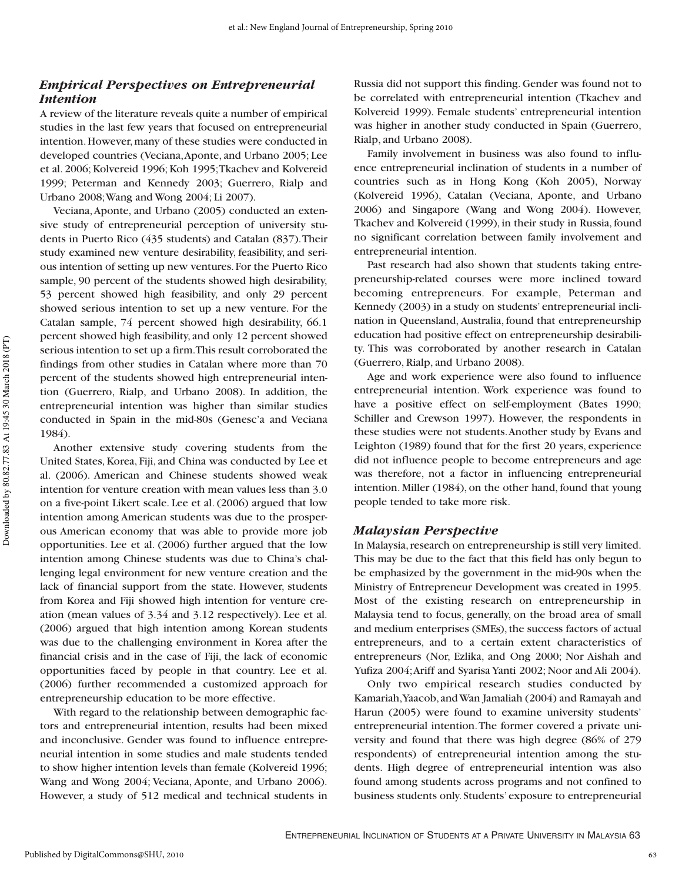### *Empirical Perspectives on Entrepreneurial Intention*

A review of the literature reveals quite a number of empirical studies in the last few years that focused on entrepreneurial intention. However, many of these studies were conducted in developed countries (Veciana, Aponte, and Urbano 2005; Lee et al. 2006; Kolvereid 1996; Koh 1995; Tkachev and Kolvereid 1999; Peterman and Kennedy 2003; Guerrero, Rialp and Urbano 2008; Wang and Wong 2004; Li 2007).

Veciana, Aponte, and Urbano (2005) conducted an extensive study of entrepreneurial perception of university students in Puerto Rico (435 students) and Catalan (837). Their study examined new venture desirability, feasibility, and serious intention of setting up new ventures. For the Puerto Rico sample, 90 percent of the students showed high desirability, 53 percent showed high feasibility, and only 29 percent showed serious intention to set up a new venture. For the Catalan sample, 74 percent showed high desirability, 66.1 percent showed high feasibility, and only 12 percent showed serious intention to set up a firm. This result corroborated the findings from other studies in Catalan where more than 70 percent of the students showed high entrepreneurial intention (Guerrero, Rialp, and Urbano 2008). In addition, the entrepreneurial intention was higher than similar studies conducted in Spain in the mid-80s (Genesc'a and Veciana 1984).

Another extensive study covering students from the United States, Korea, Fiji, and China was conducted by Lee et al. (2006). American and Chinese students showed weak intention for venture creation with mean values less than 3.0 on a five-point Likert scale. Lee et al. (2006) argued that low intention among American students was due to the prosperous American economy that was able to provide more job opportunities. Lee et al. (2006) further argued that the low intention among Chinese students was due to China's challenging legal environment for new venture creation and the lack of financial support from the state. However, students from Korea and Fiji showed high intention for venture creation (mean values of 3.34 and 3.12 respectively). Lee et al. (2006) argued that high intention among Korean students was due to the challenging environment in Korea after the financial crisis and in the case of Fiji, the lack of economic opportunities faced by people in that country. Lee et al. (2006) further recommended a customized approach for entrepreneurship education to be more effective.

With regard to the relationship between demographic factors and entrepreneurial intention, results had been mixed and inconclusive. Gender was found to influence entrepreneurial intention in some studies and male students tended to show higher intention levels than female (Kolvereid 1996; Wang and Wong 2004; Veciana, Aponte, and Urbano 2006). However, a study of 512 medical and technical students in Russia did not support this finding. Gender was found not to be correlated with entrepreneurial intention (Tkachev and Kolvereid 1999). Female students' entrepreneurial intention was higher in another study conducted in Spain (Guerrero, Rialp, and Urbano 2008).

Family involvement in business was also found to influence entrepreneurial inclination of students in a number of countries such as in Hong Kong (Koh 2005), Norway (Kolvereid 1996), Catalan (Veciana, Aponte, and Urbano 2006) and Singapore (Wang and Wong 2004). However, Tkachev and Kolvereid (1999), in their study in Russia, found no significant correlation between family involvement and entrepreneurial intention.

Past research had also shown that students taking entrepreneurship-related courses were more inclined toward becoming entrepreneurs. For example, Peterman and Kennedy (2003) in a study on students' entrepreneurial inclination in Queensland, Australia, found that entrepreneurship education had positive effect on entrepreneurship desirability. This was corroborated by another research in Catalan (Guerrero, Rialp, and Urbano 2008).

Age and work experience were also found to influence entrepreneurial intention. Work experience was found to have a positive effect on self-employment (Bates 1990; Schiller and Crewson 1997). However, the respondents in these studies were not students. Another study by Evans and Leighton (1989) found that for the first 20 years, experience did not influence people to become entrepreneurs and age was therefore, not a factor in influencing entrepreneurial intention. Miller (1984), on the other hand, found that young people tended to take more risk.

### *Malaysian Perspective*

In Malaysia, research on entrepreneurship is still very limited. This may be due to the fact that this field has only begun to be emphasized by the government in the mid-90s when the Ministry of Entrepreneur Development was created in 1995. Most of the existing research on entrepreneurship in Malaysia tend to focus, generally, on the broad area of small and medium enterprises (SMEs), the success factors of actual entrepreneurs, and to a certain extent characteristics of entrepreneurs (Nor, Ezlika, and Ong 2000; Nor Aishah and Yufiza 2004; Ariff and Syarisa Yanti 2002; Noor and Ali 2004).

Only two empirical research studies conducted by Kamariah, Yaacob, and Wan Jamaliah (2004) and Ramayah and Harun (2005) were found to examine university students' entrepreneurial intention. The former covered a private university and found that there was high degree (86% of 279 respondents) of entrepreneurial intention among the students. High degree of entrepreneurial intention was also found among students across programs and not confined to business students only. Students' exposure to entrepreneurial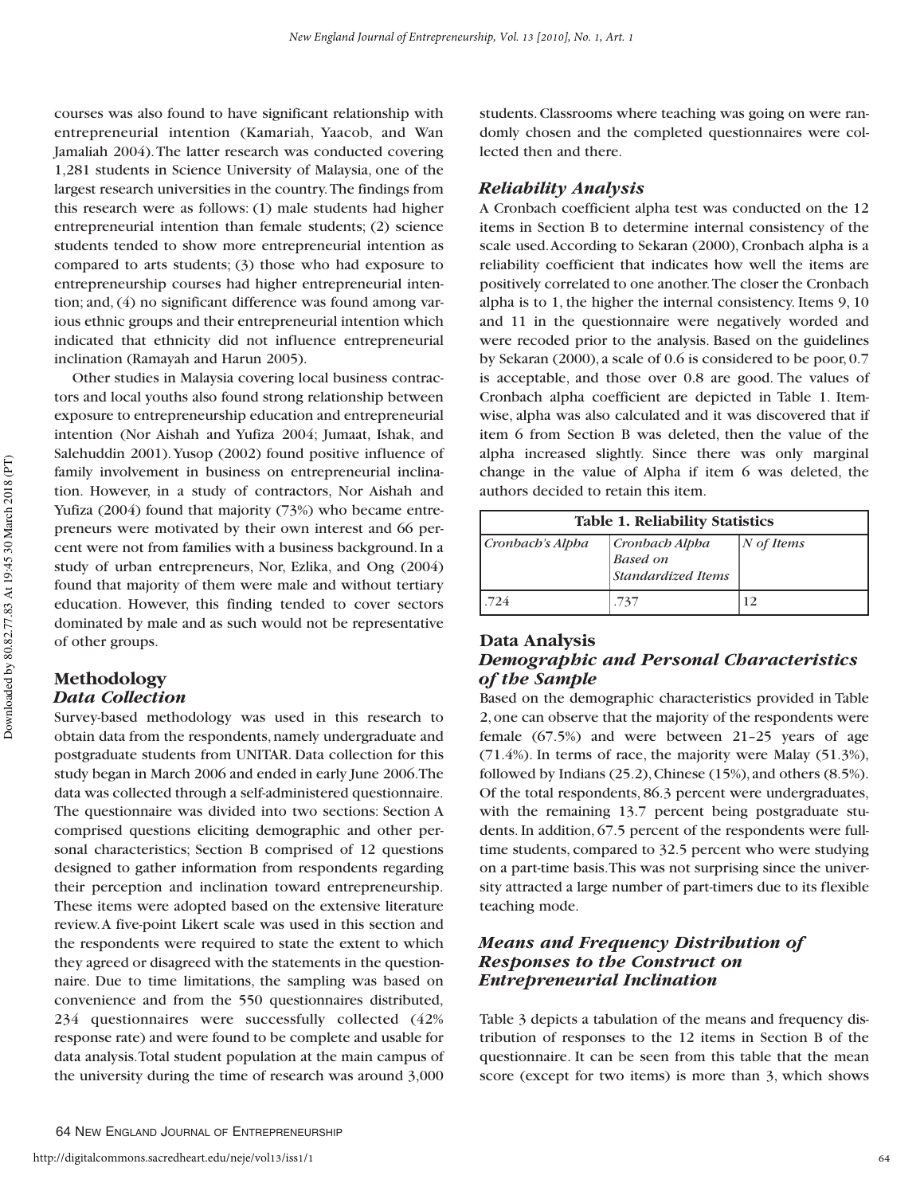courses was also found to have significant relationship with entrepreneurial intention (Kamariah, Yaacob, and Wan Jamaliah 2004). The latter research was conducted covering 1,281 students in Science University of Malaysia, one of the largest research universities in the country. The findings from this research were as follows: (1) male students had higher entrepreneurial intention than female students; (2) science students tended to show more entrepreneurial intention as compared to arts students; (3) those who had exposure to entrepreneurship courses had higher entrepreneurial intention; and, (4) no significant difference was found among various ethnic groups and their entrepreneurial intention which indicated that ethnicity did not influence entrepreneurial inclination (Ramayah and Harun 2005).

Other studies in Malaysia covering local business contractors and local youths also found strong relationship between exposure to entrepreneurship education and entrepreneurial intention (Nor Aishah and Yufiza 2004; Jumaat, Ishak, and Salehuddin 2001). Yusop (2002) found positive influence of family involvement in business on entrepreneurial inclination. However, in a study of contractors, Nor Aishah and Yufiza (2004) found that majority (73%) who became entrepreneurs were motivated by their own interest and 66 percent were not from families with a business background. In a study of urban entrepreneurs, Nor, Ezlika, and Ong (2004) found that majority of them were male and without tertiary education. However, this finding tended to cover sectors dominated by male and as such would not be representative of other groups.

## Methodology

### *Data Collection*

Survey-based methodology was used in this research to obtain data from the respondents, namely undergraduate and postgraduate students from UNITAR. Data collection for this study began in March 2006 and ended in early June 2006. The data was collected through a self-administered questionnaire. The questionnaire was divided into two sections: Section A comprised questions eliciting demographic and other personal characteristics; Section B comprised of 12 questions designed to gather information from respondents regarding their perception and inclination toward entrepreneurship. These items were adopted based on the extensive literature review. A five-point Likert scale was used in this section and the respondents were required to state the extent to which they agreed or disagreed with the statements in the questionnaire. Due to time limitations, the sampling was based on convenience and from the 550 questionnaires distributed, 234 questionnaires were successfully collected (42% response rate) and were found to be complete and usable for data analysis. Total student population at the main campus of the university during the time of research was around 3,000 students. Classrooms where teaching was going on were randomly chosen and the completed questionnaires were collected then and there.

### *Reliability Analysis*

A Cronbach coefficient alpha test was conducted on the 12 items in Section B to determine internal consistency of the scale used. According to Sekaran (2000), Cronbach alpha is a reliability coefficient that indicates how well the items are positively correlated to one another. The closer the Cronbach alpha is to 1, the higher the internal consistency. Items 9, 10 and 11 in the questionnaire were negatively worded and were recoded prior to the analysis. Based on the guidelines by Sekaran (2000), a scale of 0.6 is considered to be poor, 0.7 is acceptable, and those over 0.8 are good. The values of Cronbach alpha coefficient are depicted in Table 1. Item-wise, alpha was also calculated and it was discovered that if item 6 from Section B was deleted, then the value of the alpha increased slightly. Since there was only marginal change in the value of Alpha if item 6 was deleted, the authors decided to retain this item.

**Table 1. Reliability Statistics**

| *Cronbach's Alpha* | *Cronbach Alpha Based on Standardized Items* | *N of Items* |
|---|---|---|
| .724 | .737 | 12 |

## Data Analysis

### *Demographic and Personal Characteristics of the Sample*

Based on the demographic characteristics provided in Table 2, one can observe that the majority of the respondents were female (67.5%) and were between 21–25 years of age (71.4%). In terms of race, the majority were Malay (51.3%), followed by Indians (25.2), Chinese (15%), and others (8.5%). Of the total respondents, 86.3 percent were undergraduates, with the remaining 13.7 percent being postgraduate students. In addition, 67.5 percent of the respondents were full-time students, compared to 32.5 percent who were studying on a part-time basis. This was not surprising since the university attracted a large number of part-timers due to its flexible teaching mode.

### *Means and Frequency Distribution of Responses to the Construct on Entrepreneurial Inclination*

Table 3 depicts a tabulation of the means and frequency distribution of responses to the 12 items in Section B of the questionnaire. It can be seen from this table that the mean score (except for two items) is more than 3, which shows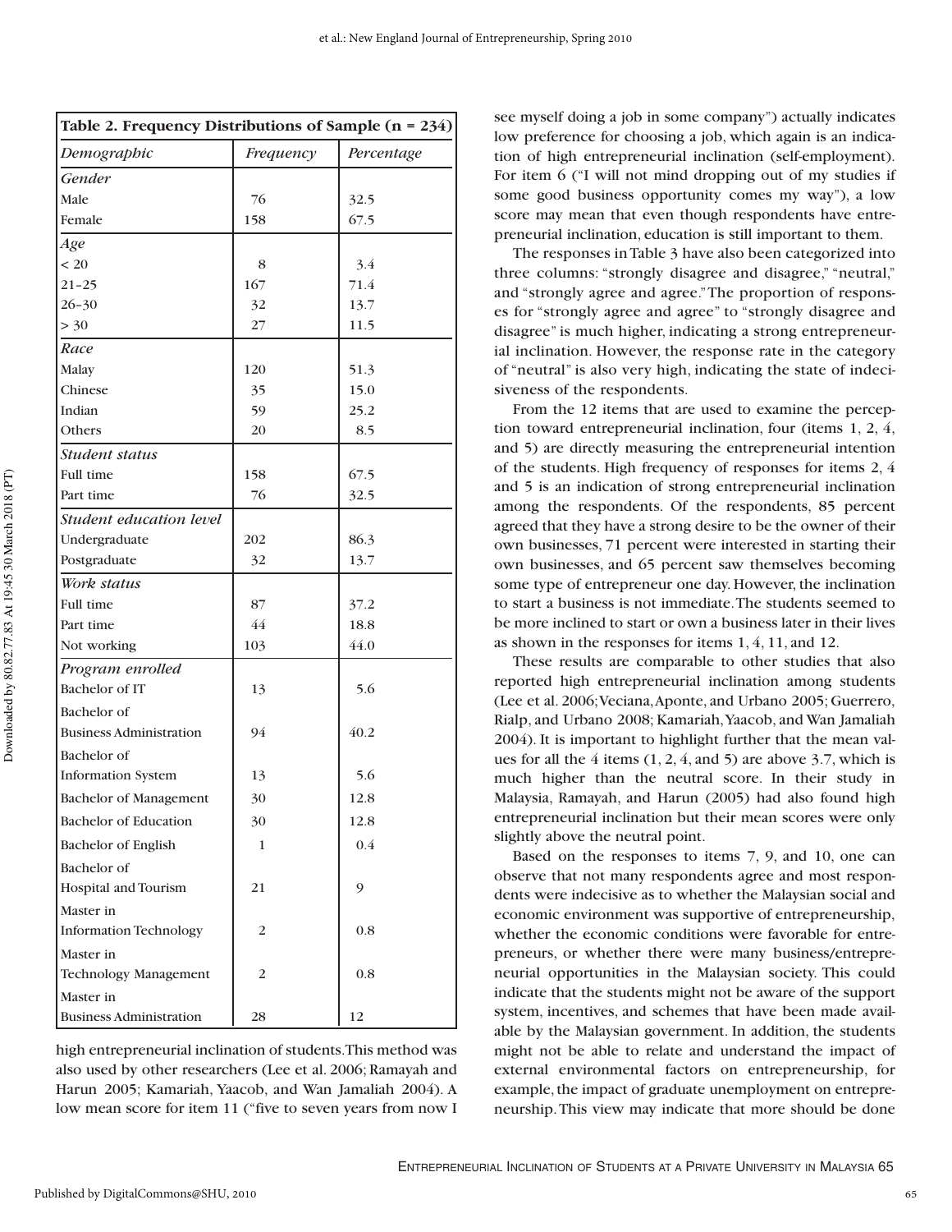**Table 2. Frequency Distributions of Sample (n = 234)**

| *Demographic* | *Frequency* | *Percentage* |
|---|---|---|
| *Gender* | | |
| Male | 76 | 32.5 |
| Female | 158 | 67.5 |
| *Age* | | |
| < 20 | 8 | 3.4 |
| 21–25 | 167 | 71.4 |
| 26–30 | 32 | 13.7 |
| > 30 | 27 | 11.5 |
| *Race* | | |
| Malay | 120 | 51.3 |
| Chinese | 35 | 15.0 |
| Indian | 59 | 25.2 |
| Others | 20 | 8.5 |
| *Student status* | | |
| Full time | 158 | 67.5 |
| Part time | 76 | 32.5 |
| *Student education level* | | |
| Undergraduate | 202 | 86.3 |
| Postgraduate | 32 | 13.7 |
| *Work status* | | |
| Full time | 87 | 37.2 |
| Part time | 44 | 18.8 |
| Not working | 103 | 44.0 |
| *Program enrolled* | | |
| Bachelor of IT | 13 | 5.6 |
| Bachelor of Business Administration | 94 | 40.2 |
| Bachelor of Information System | 13 | 5.6 |
| Bachelor of Management | 30 | 12.8 |
| Bachelor of Education | 30 | 12.8 |
| Bachelor of English | 1 | 0.4 |
| Bachelor of Hospital and Tourism | 21 | 9 |
| Master in Information Technology | 2 | 0.8 |
| Master in Technology Management | 2 | 0.8 |
| Master in Business Administration | 28 | 12 |

high entrepreneurial inclination of students. This method was also used by other researchers (Lee et al. 2006; Ramayah and Harun 2005; Kamariah, Yaacob, and Wan Jamaliah 2004). A low mean score for item 11 ("five to seven years from now I see myself doing a job in some company") actually indicates low preference for choosing a job, which again is an indication of high entrepreneurial inclination (self-employment). For item 6 ("I will not mind dropping out of my studies if some good business opportunity comes my way"), a low score may mean that even though respondents have entrepreneurial inclination, education is still important to them.

The responses in Table 3 have also been categorized into three columns: "strongly disagree and disagree," "neutral," and "strongly agree and agree." The proportion of responses for "strongly agree and agree" to "strongly disagree and disagree" is much higher, indicating a strong entrepreneurial inclination. However, the response rate in the category of "neutral" is also very high, indicating the state of indecisiveness of the respondents.

From the 12 items that are used to examine the perception toward entrepreneurial inclination, four (items 1, 2, 4, and 5) are directly measuring the entrepreneurial intention of the students. High frequency of responses for items 2, 4 and 5 is an indication of strong entrepreneurial inclination among the respondents. Of the respondents, 85 percent agreed that they have a strong desire to be the owner of their own businesses, 71 percent were interested in starting their own businesses, and 65 percent saw themselves becoming some type of entrepreneur one day. However, the inclination to start a business is not immediate. The students seemed to be more inclined to start or own a business later in their lives as shown in the responses for items 1, 4, 11, and 12.

These results are comparable to other studies that also reported high entrepreneurial inclination among students (Lee et al. 2006; Veciana, Aponte, and Urbano 2005; Guerrero, Rialp, and Urbano 2008; Kamariah, Yaacob, and Wan Jamaliah 2004). It is important to highlight further that the mean values for all the 4 items (1, 2, 4, and 5) are above 3.7, which is much higher than the neutral score. In their study in Malaysia, Ramayah, and Harun (2005) had also found high entrepreneurial inclination but their mean scores were only slightly above the neutral point.

Based on the responses to items 7, 9, and 10, one can observe that not many respondents agree and most respondents were indecisive as to whether the Malaysian social and economic environment was supportive of entrepreneurship, whether the economic conditions were favorable for entrepreneurs, or whether there were many business/entrepreneurial opportunities in the Malaysian society. This could indicate that the students might not be aware of the support system, incentives, and schemes that have been made available by the Malaysian government. In addition, the students might not be able to relate and understand the impact of external environmental factors on entrepreneurship, for example, the impact of graduate unemployment on entrepreneurship. This view may indicate that more should be done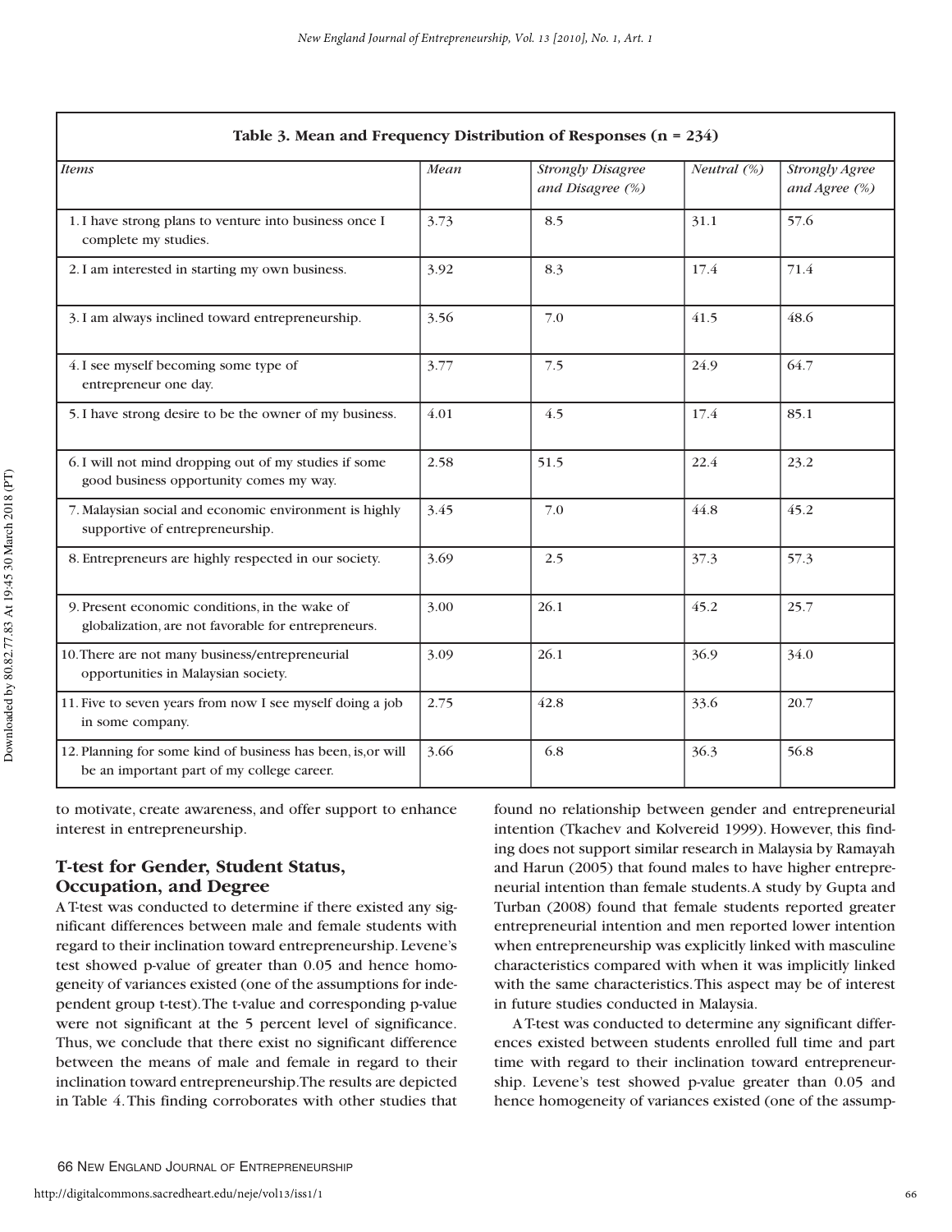| Table 3. Mean and Frequency Distribution of Responses (n = 234) | | | | |
|---|---|---|---|---|
| *Items* | *Mean* | *Strongly Disagree and Disagree (%)* | *Neutral (%)* | *Strongly Agree and Agree (%)* |
| 1. I have strong plans to venture into business once I complete my studies. | 3.73 | 8.5 | 31.1 | 57.6 |
| 2. I am interested in starting my own business. | 3.92 | 8.3 | 17.4 | 71.4 |
| 3. I am always inclined toward entrepreneurship. | 3.56 | 7.0 | 41.5 | 48.6 |
| 4. I see myself becoming some type of entrepreneur one day. | 3.77 | 7.5 | 24.9 | 64.7 |
| 5. I have strong desire to be the owner of my business. | 4.01 | 4.5 | 17.4 | 85.1 |
| 6. I will not mind dropping out of my studies if some good business opportunity comes my way. | 2.58 | 51.5 | 22.4 | 23.2 |
| 7. Malaysian social and economic environment is highly supportive of entrepreneurship. | 3.45 | 7.0 | 44.8 | 45.2 |
| 8. Entrepreneurs are highly respected in our society. | 3.69 | 2.5 | 37.3 | 57.3 |
| 9. Present economic conditions, in the wake of globalization, are not favorable for entrepreneurs. | 3.00 | 26.1 | 45.2 | 25.7 |
| 10. There are not many business/entrepreneurial opportunities in Malaysian society. | 3.09 | 26.1 | 36.9 | 34.0 |
| 11. Five to seven years from now I see myself doing a job in some company. | 2.75 | 42.8 | 33.6 | 20.7 |
| 12. Planning for some kind of business has been, is, or will be an important part of my college career. | 3.66 | 6.8 | 36.3 | 56.8 |

to motivate, create awareness, and offer support to enhance interest in entrepreneurship.

## T-test for Gender, Student Status, Occupation, and Degree

A T-test was conducted to determine if there existed any significant differences between male and female students with regard to their inclination toward entrepreneurship. Levene's test showed p-value of greater than 0.05 and hence homogeneity of variances existed (one of the assumptions for independent group t-test). The t-value and corresponding p-value were not significant at the 5 percent level of significance. Thus, we conclude that there exist no significant difference between the means of male and female in regard to their inclination toward entrepreneurship. The results are depicted in Table 4. This finding corroborates with other studies that found no relationship between gender and entrepreneurial intention (Tkachev and Kolvereid 1999). However, this finding does not support similar research in Malaysia by Ramayah and Harun (2005) that found males to have higher entrepreneurial intention than female students. A study by Gupta and Turban (2008) found that female students reported greater entrepreneurial intention and men reported lower intention when entrepreneurship was explicitly linked with masculine characteristics compared with when it was implicitly linked with the same characteristics. This aspect may be of interest in future studies conducted in Malaysia.

A T-test was conducted to determine any significant differences existed between students enrolled full time and part time with regard to their inclination toward entrepreneurship. Levene's test showed p-value greater than 0.05 and hence homogeneity of variances existed (one of the assump-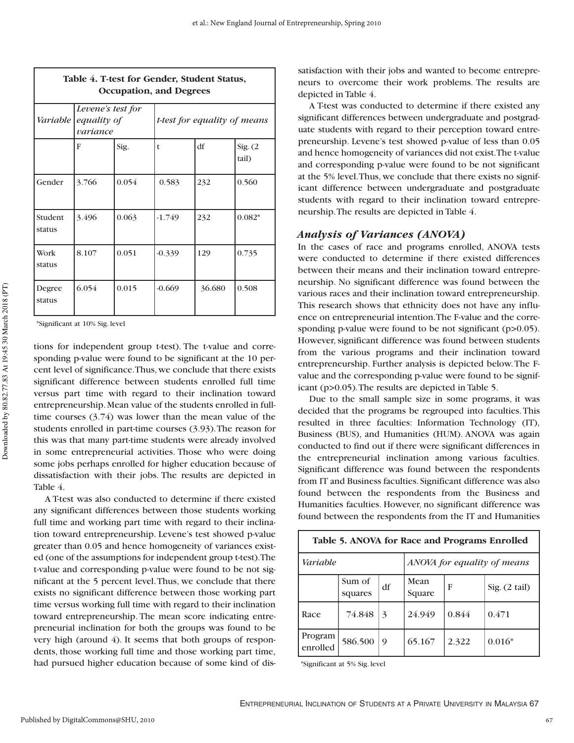| Table 4. T-test for Gender, Student Status, Occupation, and Degrees | | | | | |
|---|---|---|---|---|---|
| *Variable* | *Levene's test for equality of variance* | | *t-test for equality of means* | | |
| | F | Sig. | t | df | Sig. (2 tail) |
| Gender | 3.766 | 0.054 | 0.583 | 232 | 0.560 |
| Student status | 3.496 | 0.063 | -1.749 | 232 | 0.082* |
| Work status | 8.107 | 0.051 | -0.339 | 129 | 0.735 |
| Degree status | 6.054 | 0.015 | -0.669 | 36.680 | 0.508 |

*Significant at 10% Sig. level

tions for independent group t-test). The t-value and corresponding p-value were found to be significant at the 10 percent level of significance. Thus, we conclude that there exists significant difference between students enrolled full time versus part time with regard to their inclination toward entrepreneurship. Mean value of the students enrolled in full-time courses (3.74) was lower than the mean value of the students enrolled in part-time courses (3.93). The reason for this was that many part-time students were already involved in some entrepreneurial activities. Those who were doing some jobs perhaps enrolled for higher education because of dissatisfaction with their jobs. The results are depicted in Table 4.

A T-test was also conducted to determine if there existed any significant differences between those students working full time and working part time with regard to their inclination toward entrepreneurship. Levene's test showed p-value greater than 0.05 and hence homogeneity of variances existed (one of the assumptions for independent group t-test). The t-value and corresponding p-value were found to be not significant at the 5 percent level. Thus, we conclude that there exists no significant difference between those working part time versus working full time with regard to their inclination toward entrepreneurship. The mean score indicating entrepreneurial inclination for both the groups was found to be very high (around 4). It seems that both groups of respondents, those working full time and those working part time, had pursued higher education because of some kind of dissatisfaction with their jobs and wanted to become entrepreneurs to overcome their work problems. The results are depicted in Table 4.

A T-test was conducted to determine if there existed any significant differences between undergraduate and postgraduate students with regard to their perception toward entrepreneurship. Levene's test showed p-value of less than 0.05 and hence homogeneity of variances did not exist. The t-value and corresponding p-value were found to be not significant at the 5% level. Thus, we conclude that there exists no significant difference between undergraduate and postgraduate students with regard to their inclination toward entrepreneurship. The results are depicted in Table 4.

### *Analysis of Variances (ANOVA)*

In the cases of race and programs enrolled, ANOVA tests were conducted to determine if there existed differences between their means and their inclination toward entrepreneurship. No significant difference was found between the various races and their inclination toward entrepreneurship. This research shows that ethnicity does not have any influence on entrepreneurial intention. The F-value and the corresponding p-value were found to be not significant ($p>0.05$). However, significant difference was found between students from the various programs and their inclination toward entrepreneurship. Further analysis is depicted below. The F-value and the corresponding p-value were found to be significant ($p>0.05$). The results are depicted in Table 5.

Due to the small sample size in some programs, it was decided that the programs be regrouped into faculties. This resulted in three faculties: Information Technology (IT), Business (BUS), and Humanities (HUM). ANOVA was again conducted to find out if there were significant differences in the entrepreneurial inclination among various faculties. Significant difference was found between the respondents from IT and Business faculties. Significant difference was also found between the respondents from the Business and Humanities faculties. However, no significant difference was found between the respondents from the IT and Humanities

| Table 5. ANOVA for Race and Programs Enrolled | | | | | |
|---|---|---|---|---|---|
| *Variable* | | | *ANOVA for equality of means* | | |
| | Sum of squares | df | Mean Square | F | Sig. (2 tail) |
| Race | 74.848 | 3 | 24.949 | 0.844 | 0.471 |
| Program enrolled | 586.500 | 9 | 65.167 | 2.322 | 0.016* |

*Significant at 5% Sig. level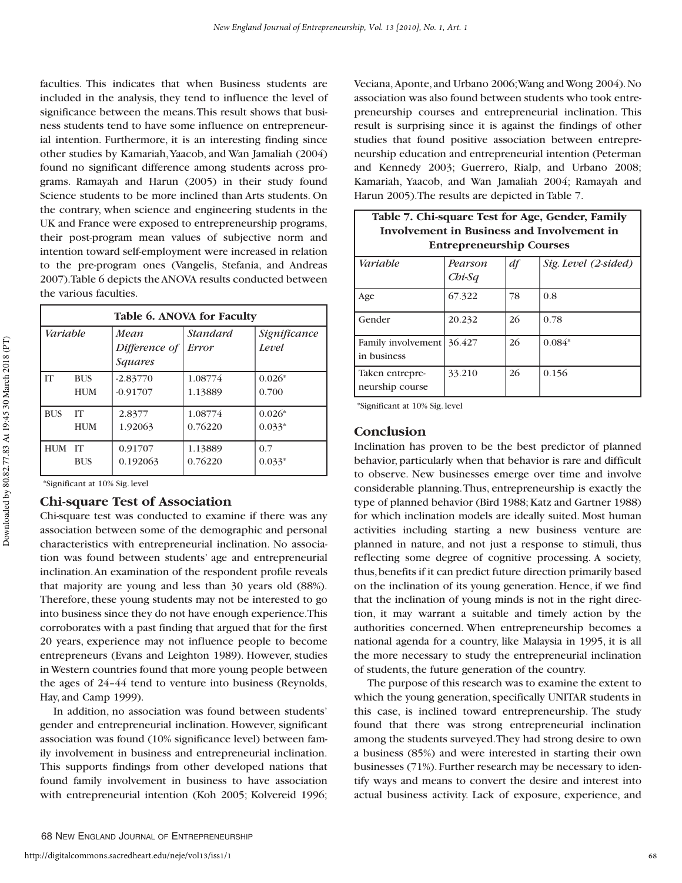faculties. This indicates that when Business students are included in the analysis, they tend to influence the level of significance between the means. This result shows that business students tend to have some influence on entrepreneurial intention. Furthermore, it is an interesting finding since other studies by Kamariah, Yaacob, and Wan Jamaliah (2004) found no significant difference among students across programs. Ramayah and Harun (2005) in their study found Science students to be more inclined than Arts students. On the contrary, when science and engineering students in the UK and France were exposed to entrepreneurship programs, their post-program mean values of subjective norm and intention toward self-employment were increased in relation to the pre-program ones (Vangelis, Stefania, and Andreas 2007). Table 6 depicts the ANOVA results conducted between the various faculties.

**Table 6. ANOVA for Faculty**

| *Variable* | | *Mean Difference of Squares* | *Standard Error* | *Significance Level* |
|---|---|---|---|---|
| IT | BUS | -2.83770 | 1.08774 | 0.026* |
| | HUM | -0.91707 | 1.13889 | 0.700 |
| BUS | IT | 2.8377 | 1.08774 | 0.026* |
| | HUM | 1.92063 | 0.76220 | 0.033* |
| HUM | IT | 0.91707 | 1.13889 | 0.7 |
| | BUS | 0.192063 | 0.76220 | 0.033* |

*Significant at 10% Sig. level

## Chi-square Test of Association

Chi-square test was conducted to examine if there was any association between some of the demographic and personal characteristics with entrepreneurial inclination. No association was found between students' age and entrepreneurial inclination. An examination of the respondent profile reveals that majority are young and less than 30 years old (88%). Therefore, these young students may not be interested to go into business since they do not have enough experience. This corroborates with a past finding that argued that for the first 20 years, experience may not influence people to become entrepreneurs (Evans and Leighton 1989). However, studies in Western countries found that more young people between the ages of 24–44 tend to venture into business (Reynolds, Hay, and Camp 1999).

In addition, no association was found between students' gender and entrepreneurial inclination. However, significant association was found (10% significance level) between family involvement in business and entrepreneurial inclination. This supports findings from other developed nations that found family involvement in business to have association with entrepreneurial intention (Koh 2005; Kolvereid 1996; Veciana, Aponte, and Urbano 2006; Wang and Wong 2004). No association was also found between students who took entrepreneurship courses and entrepreneurial inclination. This result is surprising since it is against the findings of other studies that found positive association between entrepreneurship education and entrepreneurial intention (Peterman and Kennedy 2003; Guerrero, Rialp, and Urbano 2008; Kamariah, Yaacob, and Wan Jamaliah 2004; Ramayah and Harun 2005). The results are depicted in Table 7.

**Table 7. Chi-square Test for Age, Gender, Family Involvement in Business and Involvement in Entrepreneurship Courses**

| *Variable* | *Pearson Chi-Sq* | *df* | *Sig. Level (2-sided)* |
|---|---|---|---|
| Age | 67.322 | 78 | 0.8 |
| Gender | 20.232 | 26 | 0.78 |
| Family involvement in business | 36.427 | 26 | 0.084* |
| Taken entrepreneurship course | 33.210 | 26 | 0.156 |

*Significant at 10% Sig. level

## Conclusion

Inclination has proven to be the best predictor of planned behavior, particularly when that behavior is rare and difficult to observe. New businesses emerge over time and involve considerable planning. Thus, entrepreneurship is exactly the type of planned behavior (Bird 1988; Katz and Gartner 1988) for which inclination models are ideally suited. Most human activities including starting a new business venture are planned in nature, and not just a response to stimuli, thus reflecting some degree of cognitive processing. A society, thus, benefits if it can predict future direction primarily based on the inclination of its young generation. Hence, if we find that the inclination of young minds is not in the right direction, it may warrant a suitable and timely action by the authorities concerned. When entrepreneurship becomes a national agenda for a country, like Malaysia in 1995, it is all the more necessary to study the entrepreneurial inclination of students, the future generation of the country.

The purpose of this research was to examine the extent to which the young generation, specifically UNITAR students in this case, is inclined toward entrepreneurship. The study found that there was strong entrepreneurial inclination among the students surveyed. They had strong desire to own a business (85%) and were interested in starting their own businesses (71%). Further research may be necessary to identify ways and means to convert the desire and interest into actual business activity. Lack of exposure, experience, and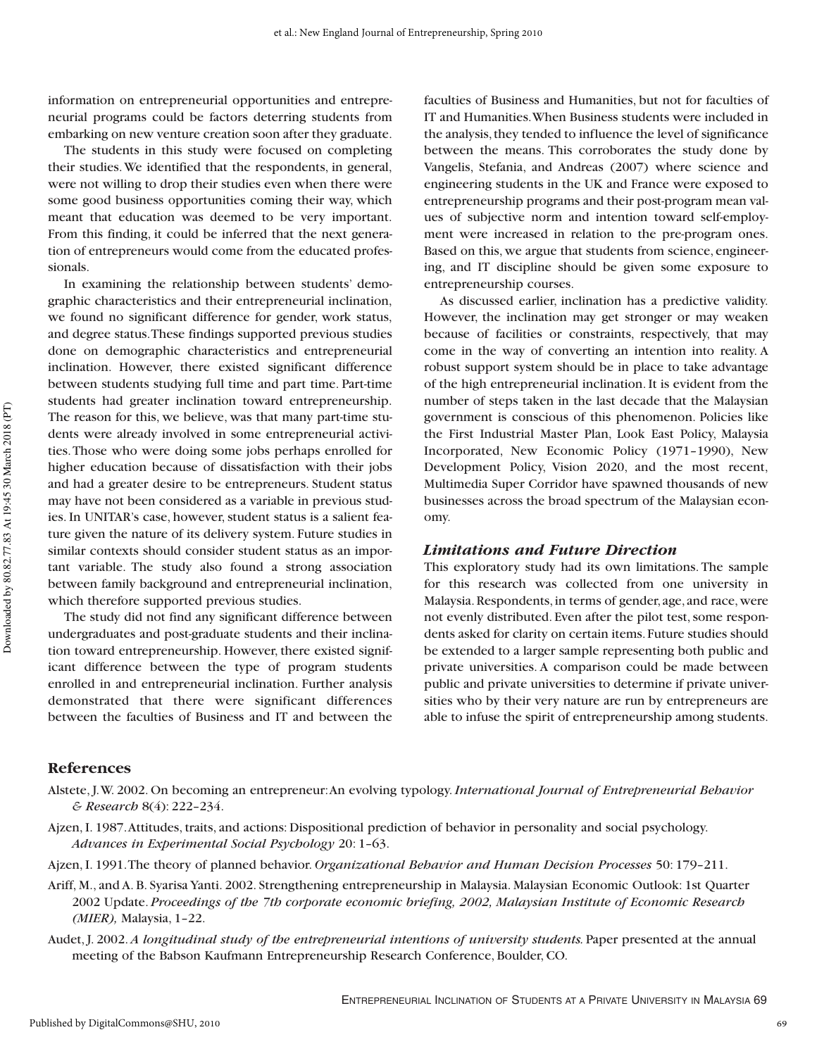information on entrepreneurial opportunities and entrepreneurial programs could be factors deterring students from embarking on new venture creation soon after they graduate.

The students in this study were focused on completing their studies. We identified that the respondents, in general, were not willing to drop their studies even when there were some good business opportunities coming their way, which meant that education was deemed to be very important. From this finding, it could be inferred that the next generation of entrepreneurs would come from the educated professionals.

In examining the relationship between students' demographic characteristics and their entrepreneurial inclination, we found no significant difference for gender, work status, and degree status. These findings supported previous studies done on demographic characteristics and entrepreneurial inclination. However, there existed significant difference between students studying full time and part time. Part-time students had greater inclination toward entrepreneurship. The reason for this, we believe, was that many part-time students were already involved in some entrepreneurial activities. Those who were doing some jobs perhaps enrolled for higher education because of dissatisfaction with their jobs and had a greater desire to be entrepreneurs. Student status may have not been considered as a variable in previous studies. In UNITAR's case, however, student status is a salient feature given the nature of its delivery system. Future studies in similar contexts should consider student status as an important variable. The study also found a strong association between family background and entrepreneurial inclination, which therefore supported previous studies.

The study did not find any significant difference between undergraduates and post-graduate students and their inclination toward entrepreneurship. However, there existed significant difference between the type of program students enrolled in and entrepreneurial inclination. Further analysis demonstrated that there were significant differences between the faculties of Business and IT and between the faculties of Business and Humanities, but not for faculties of IT and Humanities. When Business students were included in the analysis, they tended to influence the level of significance between the means. This corroborates the study done by Vangelis, Stefania, and Andreas (2007) where science and engineering students in the UK and France were exposed to entrepreneurship programs and their post-program mean values of subjective norm and intention toward self-employment were increased in relation to the pre-program ones. Based on this, we argue that students from science, engineering, and IT discipline should be given some exposure to entrepreneurship courses.

As discussed earlier, inclination has a predictive validity. However, the inclination may get stronger or may weaken because of facilities or constraints, respectively, that may come in the way of converting an intention into reality. A robust support system should be in place to take advantage of the high entrepreneurial inclination. It is evident from the number of steps taken in the last decade that the Malaysian government is conscious of this phenomenon. Policies like the First Industrial Master Plan, Look East Policy, Malaysia Incorporated, New Economic Policy (1971–1990), New Development Policy, Vision 2020, and the most recent, Multimedia Super Corridor have spawned thousands of new businesses across the broad spectrum of the Malaysian economy.

### *Limitations and Future Direction*

This exploratory study had its own limitations. The sample for this research was collected from one university in Malaysia. Respondents, in terms of gender, age, and race, were not evenly distributed. Even after the pilot test, some respondents asked for clarity on certain items. Future studies should be extended to a larger sample representing both public and private universities. A comparison could be made between public and private universities to determine if private universities who by their very nature are run by entrepreneurs are able to infuse the spirit of entrepreneurship among students.

## References

Alstete, J. W. 2002. On becoming an entrepreneur: An evolving typology. *International Journal of Entrepreneurial Behavior & Research* 8(4): 222–234.

Ajzen, I. 1987. Attitudes, traits, and actions: Dispositional prediction of behavior in personality and social psychology. *Advances in Experimental Social Psychology* 20: 1–63.

Ajzen, I. 1991. The theory of planned behavior. *Organizational Behavior and Human Decision Processes* 50: 179–211.

Ariff, M., and A. B. Syarisa Yanti. 2002. Strengthening entrepreneurship in Malaysia. Malaysian Economic Outlook: 1st Quarter 2002 Update. *Proceedings of the 7th corporate economic briefing, 2002, Malaysian Institute of Economic Research (MIER),* Malaysia, 1–22.

Audet, J. 2002. *A longitudinal study of the entrepreneurial intentions of university students.* Paper presented at the annual meeting of the Babson Kaufmann Entrepreneurship Research Conference, Boulder, CO.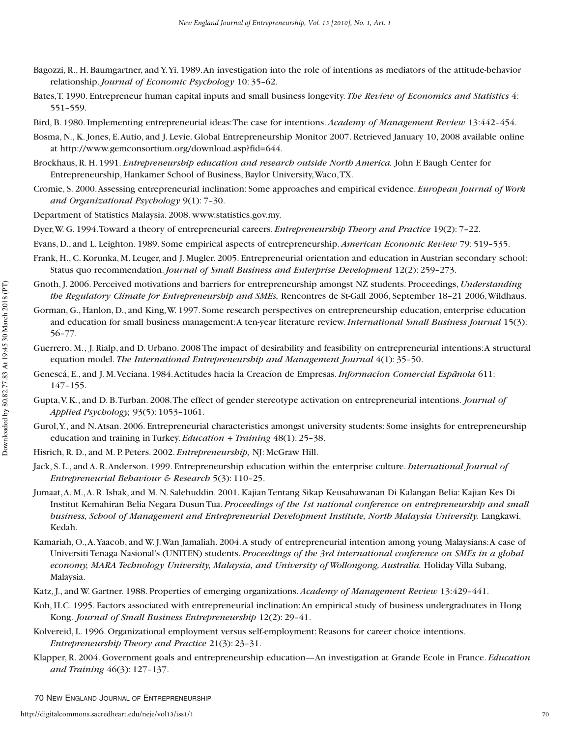Bagozzi, R., H. Baumgartner, and Y. Yi. 1989. An investigation into the role of intentions as mediators of the attitude-behavior relationship. *Journal of Economic Psychology* 10: 35–62.

Bates, T. 1990. Entrepreneur human capital inputs and small business longevity. *The Review of Economics and Statistics* 4: 551–559.

Bird, B. 1980. Implementing entrepreneurial ideas: The case for intentions. *Academy of Management Review* 13:442–454.

Bosma, N., K. Jones, E. Autio, and J. Levie. Global Entrepreneurship Monitor 2007. Retrieved January 10, 2008 available online at http://www.gemconsortium.org/download.asp?fid=644.

Brockhaus, R. H. 1991. *Entrepreneurship education and research outside North America.* John F. Baugh Center for Entrepreneurship, Hankamer School of Business, Baylor University, Waco, TX.

Cromie, S. 2000. Assessing entrepreneurial inclination: Some approaches and empirical evidence. *European Journal of Work and Organizational Psychology* 9(1): 7–30.

Department of Statistics Malaysia. 2008. www.statistics.gov.my.

Dyer, W. G. 1994. Toward a theory of entrepreneurial careers. *Entrepreneurship Theory and Practice* 19(2): 7–22.

Evans, D., and L. Leighton. 1989. Some empirical aspects of entrepreneurship. *American Economic Review* 79: 519–535.

Frank, H., C. Korunka, M. Leuger, and J. Mugler. 2005. Entrepreneurial orientation and education in Austrian secondary school: Status quo recommendation. *Journal of Small Business and Enterprise Development* 12(2): 259–273.

Gnoth, J. 2006. Perceived motivations and barriers for entrepreneurship amongst NZ students. Proceedings, *Understanding the Regulatory Climate for Entrepreneurship and SMEs,* Rencontres de St-Gall 2006, September 18–21 2006, Wildhaus.

Gorman, G., Hanlon, D., and King, W. 1997. Some research perspectives on entrepreneurship education, enterprise education and education for small business management: A ten-year literature review. *International Small Business Journal* 15(3): 56–77.

Guerrero, M., J. Rialp, and D. Urbano. 2008 The impact of desirability and feasibility on entrepreneurial intentions: A structural equation model. *The International Entrepreneurship and Management Journal* 4(1): 35–50.

Genescá, E., and J. M. Veciana. 1984. Actitudes hacia la Creacíon de Empresas. *Informacíon Comercial Espãnola* 611: 147–155.

Gupta, V. K., and D. B. Turban. 2008. The effect of gender stereotype activation on entrepreneurial intentions. *Journal of Applied Psychology,* 93(5): 1053–1061.

Gurol, Y., and N. Atsan. 2006. Entrepreneurial characteristics amongst university students: Some insights for entrepreneurship education and training in Turkey. *Education + Training* 48(1): 25–38.

Hisrich, R. D., and M. P. Peters. 2002. *Entrepreneurship,* NJ: McGraw Hill.

Jack, S. L., and A. R. Anderson. 1999. Entrepreneurship education within the enterprise culture. *International Journal of Entrepreneurial Behaviour & Research* 5(3): 110–25.

Jumaat, A. M., A. R. Ishak, and M. N. Salehuddin. 2001. Kajian Tentang Sikap Keusahawanan Di Kalangan Belia: Kajian Kes Di Institut Kemahiran Belia Negara Dusun Tua. *Proceedings of the 1st national conference on entrepreneurship and small business, School of Management and Entrepreneurial Development Institute, North Malaysia University.* Langkawi, Kedah.

Kamariah, O., A. Yaacob, and W. J. Wan Jamaliah. 2004. A study of entrepreneurial intention among young Malaysians: A case of Universiti Tenaga Nasional's (UNITEN) students. *Proceedings of the 3rd international conference on SMEs in a global economy, MARA Technology University, Malaysia, and University of Wollongong, Australia.* Holiday Villa Subang, Malaysia.

Katz, J., and W. Gartner. 1988. Properties of emerging organizations. *Academy of Management Review* 13:429–441.

Koh, H.C. 1995. Factors associated with entrepreneurial inclination: An empirical study of business undergraduates in Hong Kong. *Journal of Small Business Entrepreneurship* 12(2): 29–41.

Kolvereid, L. 1996. Organizational employment versus self-employment: Reasons for career choice intentions. *Entrepreneurship Theory and Practice* 21(3): 23–31.

Klapper, R. 2004. Government goals and entrepreneurship education—An investigation at Grande Ecole in France. *Education and Training* 46(3): 127–137.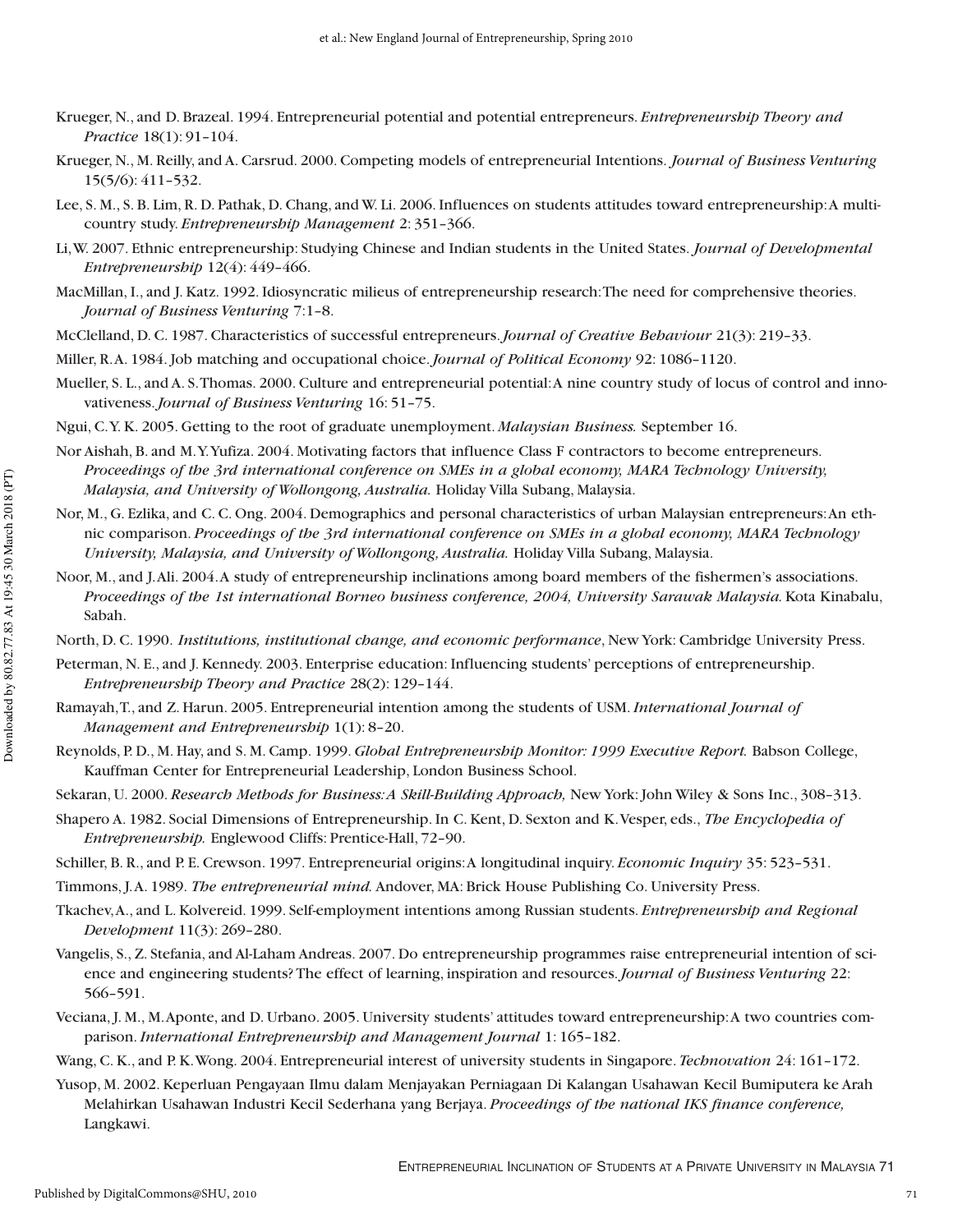Krueger, N., and D. Brazeal. 1994. Entrepreneurial potential and potential entrepreneurs. *Entrepreneurship Theory and Practice* 18(1): 91–104.

Krueger, N., M. Reilly, and A. Carsrud. 2000. Competing models of entrepreneurial Intentions. *Journal of Business Venturing* 15(5/6): 411–532.

Lee, S. M., S. B. Lim, R. D. Pathak, D. Chang, and W. Li. 2006. Influences on students attitudes toward entrepreneurship: A multi-country study. *Entrepreneurship Management* 2: 351–366.

Li, W. 2007. Ethnic entrepreneurship: Studying Chinese and Indian students in the United States. *Journal of Developmental Entrepreneurship* 12(4): 449–466.

MacMillan, I., and J. Katz. 1992. Idiosyncratic milieus of entrepreneurship research: The need for comprehensive theories. *Journal of Business Venturing* 7:1–8.

McClelland, D. C. 1987. Characteristics of successful entrepreneurs. *Journal of Creative Behaviour* 21(3): 219–33.

Miller, R. A. 1984. Job matching and occupational choice. *Journal of Political Economy* 92: 1086–1120.

Mueller, S. L., and A. S. Thomas. 2000. Culture and entrepreneurial potential: A nine country study of locus of control and innovativeness. *Journal of Business Venturing* 16: 51–75.

Ngui, C. Y. K. 2005. Getting to the root of graduate unemployment. *Malaysian Business.* September 16.

Nor Aishah, B. and M. Y. Yufiza. 2004. Motivating factors that influence Class F contractors to become entrepreneurs. *Proceedings of the 3rd international conference on SMEs in a global economy, MARA Technology University, Malaysia, and University of Wollongong, Australia.* Holiday Villa Subang, Malaysia.

Nor, M., G. Ezlika, and C. C. Ong. 2004. Demographics and personal characteristics of urban Malaysian entrepreneurs: An ethnic comparison. *Proceedings of the 3rd international conference on SMEs in a global economy, MARA Technology University, Malaysia, and University of Wollongong, Australia.* Holiday Villa Subang, Malaysia.

Noor, M., and J. Ali. 2004. A study of entrepreneurship inclinations among board members of the fishermen's associations. *Proceedings of the 1st international Borneo business conference, 2004, University Sarawak Malaysia.* Kota Kinabalu, Sabah.

North, D. C. 1990. *Institutions, institutional change, and economic performance*, New York: Cambridge University Press.

Peterman, N. E., and J. Kennedy. 2003. Enterprise education: Influencing students' perceptions of entrepreneurship. *Entrepreneurship Theory and Practice* 28(2): 129–144.

Ramayah, T., and Z. Harun. 2005. Entrepreneurial intention among the students of USM. *International Journal of Management and Entrepreneurship* 1(1): 8–20.

Reynolds, P. D., M. Hay, and S. M. Camp. 1999. *Global Entrepreneurship Monitor: 1999 Executive Report.* Babson College, Kauffman Center for Entrepreneurial Leadership, London Business School.

Sekaran, U. 2000. *Research Methods for Business: A Skill-Building Approach,* New York: John Wiley & Sons Inc., 308–313.

Shapero A. 1982. Social Dimensions of Entrepreneurship. In C. Kent, D. Sexton and K. Vesper, eds., *The Encyclopedia of Entrepreneurship.* Englewood Cliffs: Prentice-Hall, 72–90.

Schiller, B. R., and P. E. Crewson. 1997. Entrepreneurial origins: A longitudinal inquiry. *Economic Inquiry* 35: 523–531.

Timmons, J. A. 1989. *The entrepreneurial mind.* Andover, MA: Brick House Publishing Co. University Press.

Tkachev, A., and L. Kolvereid. 1999. Self-employment intentions among Russian students. *Entrepreneurship and Regional Development* 11(3): 269–280.

Vangelis, S., Z. Stefania, and Al-Laham Andreas. 2007. Do entrepreneurship programmes raise entrepreneurial intention of science and engineering students? The effect of learning, inspiration and resources. *Journal of Business Venturing* 22: 566–591.

Veciana, J. M., M. Aponte, and D. Urbano. 2005. University students' attitudes toward entrepreneurship: A two countries comparison. *International Entrepreneurship and Management Journal* 1: 165–182.

Wang, C. K., and P. K. Wong. 2004. Entrepreneurial interest of university students in Singapore. *Technovation* 24: 161–172.

Yusop, M. 2002. Keperluan Pengayaan Ilmu dalam Menjayakan Perniagaan Di Kalangan Usahawan Kecil Bumiputera ke Arah Melahirkan Usahawan Industri Kecil Sederhana yang Berjaya. *Proceedings of the national IKS finance conference,* Langkawi.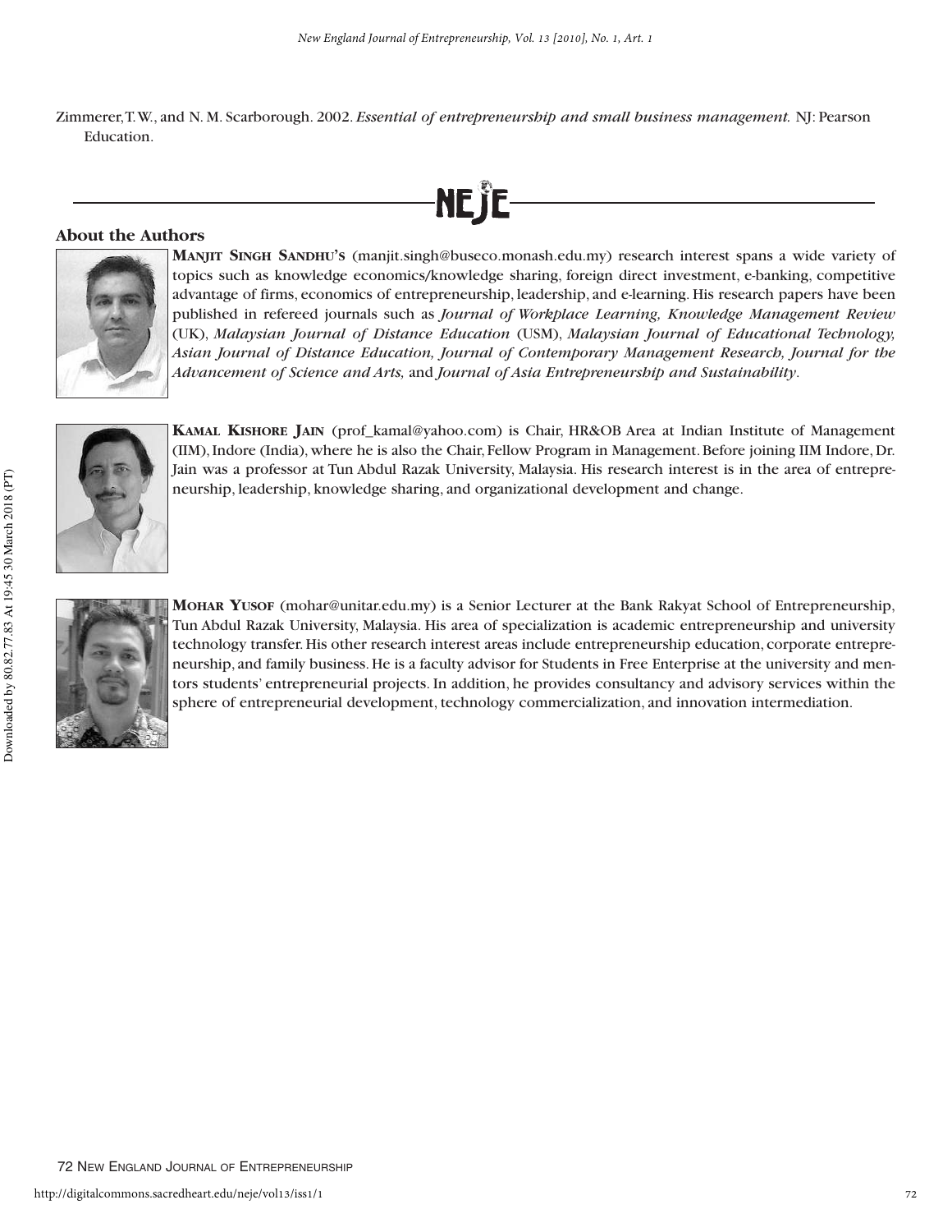Zimmerer, T. W., and N. M. Scarborough. 2002. *Essential of entrepreneurship and small business management.* NJ: Pearson Education.

## About the Authors

**Manjit Singh Sandhu's** (manjit.singh@buseco.monash.edu.my) research interest spans a wide variety of topics such as knowledge economics/knowledge sharing, foreign direct investment, e-banking, competitive advantage of firms, economics of entrepreneurship, leadership, and e-learning. His research papers have been published in refereed journals such as *Journal of Workplace Learning, Knowledge Management Review* (UK), *Malaysian Journal of Distance Education* (USM), *Malaysian Journal of Educational Technology, Asian Journal of Distance Education, Journal of Contemporary Management Research, Journal for the Advancement of Science and Arts,* and *Journal of Asia Entrepreneurship and Sustainability*.

**Kamal Kishore Jain** (prof_kamal@yahoo.com) is Chair, HR&OB Area at Indian Institute of Management (IIM), Indore (India), where he is also the Chair, Fellow Program in Management. Before joining IIM Indore, Dr. Jain was a professor at Tun Abdul Razak University, Malaysia. His research interest is in the area of entrepreneurship, leadership, knowledge sharing, and organizational development and change.

**Mohar Yusof** (mohar@unitar.edu.my) is a Senior Lecturer at the Bank Rakyat School of Entrepreneurship, Tun Abdul Razak University, Malaysia. His area of specialization is academic entrepreneurship and university technology transfer. His other research interest areas include entrepreneurship education, corporate entrepreneurship, and family business. He is a faculty advisor for Students in Free Enterprise at the university and mentors students' entrepreneurial projects. In addition, he provides consultancy and advisory services within the sphere of entrepreneurial development, technology commercialization, and innovation intermediation.